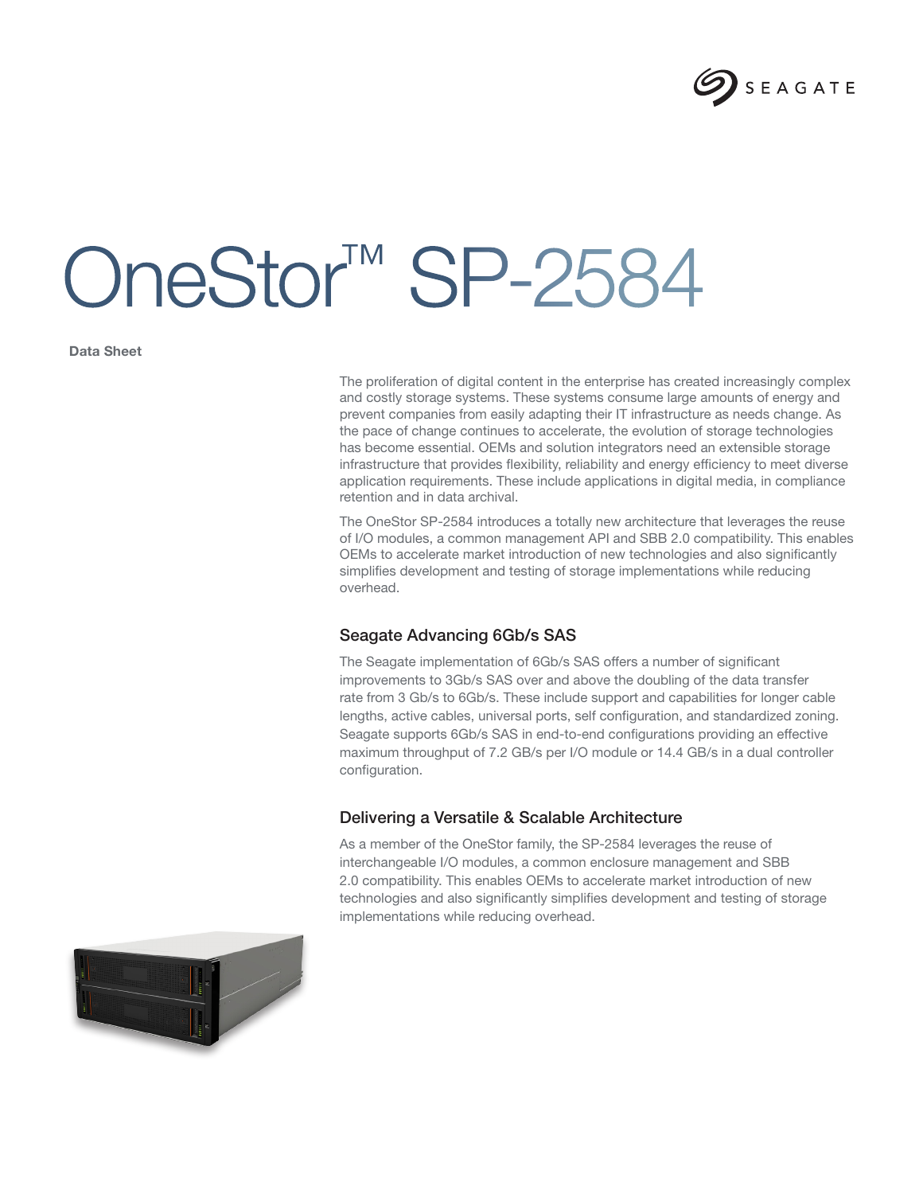# OneStor™ SP-2584

**Data Sheet**

The proliferation of digital content in the enterprise has created increasingly complex and costly storage systems. These systems consume large amounts of energy and prevent companies from easily adapting their IT infrastructure as needs change. As the pace of change continues to accelerate, the evolution of storage technologies has become essential. OEMs and solution integrators need an extensible storage infrastructure that provides flexibility, reliability and energy efficiency to meet diverse application requirements. These include applications in digital media, in compliance retention and in data archival.

The OneStor SP-2584 introduces a totally new architecture that leverages the reuse of I/O modules, a common management API and SBB 2.0 compatibility. This enables OEMs to accelerate market introduction of new technologies and also significantly simplifies development and testing of storage implementations while reducing overhead.

## Seagate Advancing 6Gb/s SAS

The Seagate implementation of 6Gb/s SAS offers a number of significant improvements to 3Gb/s SAS over and above the doubling of the data transfer rate from 3 Gb/s to 6Gb/s. These include support and capabilities for longer cable lengths, active cables, universal ports, self configuration, and standardized zoning. Seagate supports 6Gb/s SAS in end-to-end configurations providing an effective maximum throughput of 7.2 GB/s per I/O module or 14.4 GB/s in a dual controller configuration.

## Delivering a Versatile & Scalable Architecture

As a member of the OneStor family, the SP-2584 leverages the reuse of interchangeable I/O modules, a common enclosure management and SBB 2.0 compatibility. This enables OEMs to accelerate market introduction of new technologies and also significantly simplifies development and testing of storage implementations while reducing overhead.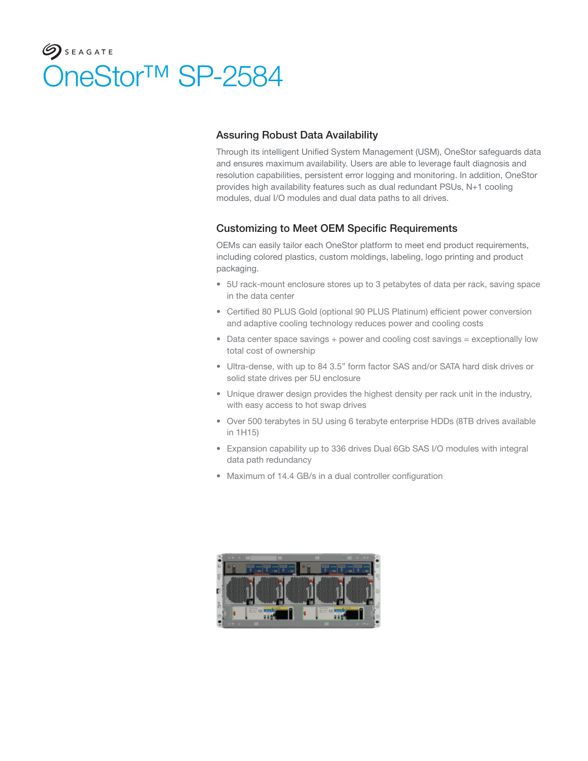SEAGATE

# OneStor™ SP-2584

## Assuring Robust Data Availability

Through its intelligent Unified System Management (USM), OneStor safeguards data and ensures maximum availability. Users are able to leverage fault diagnosis and resolution capabilities, persistent error logging and monitoring. In addition, OneStor provides high availability features such as dual redundant PSUs, N+1 cooling modules, dual I/O modules and dual data paths to all drives.

## Customizing to Meet OEM Specific Requirements

OEMs can easily tailor each OneStor platform to meet end product requirements, including colored plastics, custom moldings, labeling, logo printing and product packaging.

- 5U rack-mount enclosure stores up to 3 petabytes of data per rack, saving space in the data center
- Certified 80 PLUS Gold (optional 90 PLUS Platinum) efficient power conversion and adaptive cooling technology reduces power and cooling costs
- Data center space savings + power and cooling cost savings = exceptionally low total cost of ownership
- Ultra-dense, with up to 84 3.5" form factor SAS and/or SATA hard disk drives or solid state drives per 5U enclosure
- Unique drawer design provides the highest density per rack unit in the industry, with easy access to hot swap drives
- Over 500 terabytes in 5U using 6 terabyte enterprise HDDs (8TB drives available in 1H15)
- Expansion capability up to 336 drives Dual 6Gb SAS I/O modules with integral data path redundancy
- Maximum of 14.4 GB/s in a dual controller configuration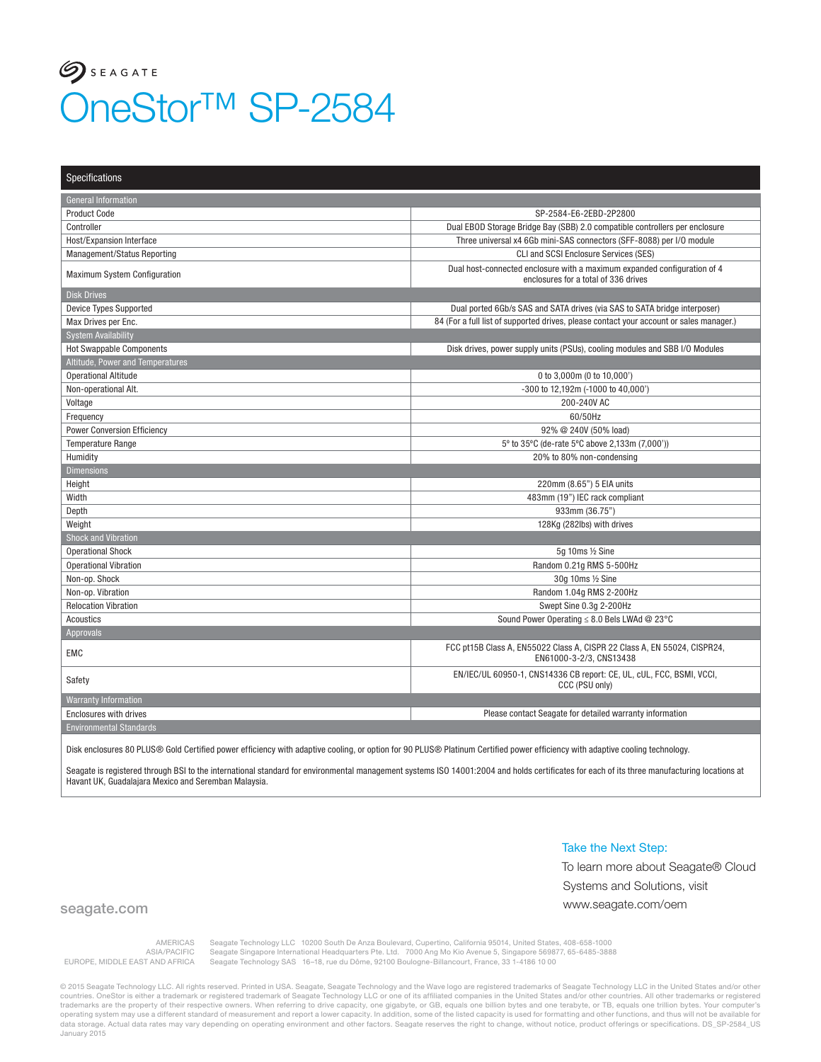SEAGATE

# OneStor™ SP-2584

## Specifications

| Specifications | |
|---|---|
| **General Information** | |
| Product Code | SP-2584-E6-2EBD-2P2800 |
| Controller | Dual EBOD Storage Bridge Bay (SBB) 2.0 compatible controllers per enclosure |
| Host/Expansion Interface | Three universal x4 6Gb mini-SAS connectors (SFF-8088) per I/O module |
| Management/Status Reporting | CLI and SCSI Enclosure Services (SES) |
| Maximum System Configuration | Dual host-connected enclosure with a maximum expanded configuration of 4 enclosures for a total of 336 drives |
| **Disk Drives** | |
| Device Types Supported | Dual ported 6Gb/s SAS and SATA drives (via SAS to SATA bridge interposer) |
| Max Drives per Enc. | 84 (For a full list of supported drives, please contact your account or sales manager.) |
| **System Availability** | |
| Hot Swappable Components | Disk drives, power supply units (PSUs), cooling modules and SBB I/O Modules |
| **Altitude, Power and Temperatures** | |
| Operational Altitude | 0 to 3,000m (0 to 10,000') |
| Non-operational Alt. | -300 to 12,192m (-1000 to 40,000') |
| Voltage | 200-240V AC |
| Frequency | 60/50Hz |
| Power Conversion Efficiency | 92% @ 240V (50% load) |
| Temperature Range | 5° to 35°C (de-rate 5°C above 2,133m (7,000')) |
| Humidity | 20% to 80% non-condensing |
| **Dimensions** | |
| Height | 220mm (8.65") 5 EIA units |
| Width | 483mm (19") IEC rack compliant |
| Depth | 933mm (36.75") |
| Weight | 128Kg (282lbs) with drives |
| **Shock and Vibration** | |
| Operational Shock | 5g 10ms ½ Sine |
| Operational Vibration | Random 0.21g RMS 5-500Hz |
| Non-op. Shock | 30g 10ms ½ Sine |
| Non-op. Vibration | Random 1.04g RMS 2-200Hz |
| Relocation Vibration | Swept Sine 0.3g 2-200Hz |
| Acoustics | Sound Power Operating ≤ 8.0 Bels LWAd @ 23°C |
| **Approvals** | |
| EMC | FCC pt15B Class A, EN55022 Class A, CISPR 22 Class A, EN 55024, CISPR24, EN61000-3-2/3, CNS13438 |
| Safety | EN/IEC/UL 60950-1, CNS14336 CB report: CE, UL, cUL, FCC, BSMI, VCCI, CCC (PSU only) |
| **Warranty Information** | |
| Enclosures with drives | Please contact Seagate for detailed warranty information |

**Environmental Standards**

Disk enclosures 80 PLUS® Gold Certified power efficiency with adaptive cooling, or option for 90 PLUS® Platinum Certified power efficiency with adaptive cooling technology.

Seagate is registered through BSI to the international standard for environmental management systems ISO 14001:2004 and holds certificates for each of its three manufacturing locations at Havant UK, Guadalajara Mexico and Seremban Malaysia.

**Take the Next Step:**

To learn more about Seagate® Cloud Systems and Solutions, visit www.seagate.com/oem

seagate.com

AMERICAS Seagate Technology LLC 10200 South De Anza Boulevard, Cupertino, California 95014, United States, 408-658-1000
ASIA/PACIFIC Seagate Singapore International Headquarters Pte. Ltd. 7000 Ang Mo Kio Avenue 5, Singapore 569877, 65-6485-3888
EUROPE, MIDDLE EAST AND AFRICA Seagate Technology SAS 16–18, rue du Dôme, 92100 Boulogne-Billancourt, France, 33 1-4186 10 00

© 2015 Seagate Technology LLC. All rights reserved. Printed in USA. Seagate, Seagate Technology and the Wave logo are registered trademarks of Seagate Technology LLC in the United States and/or other countries. OneStor is either a trademark or registered trademark of Seagate Technology LLC or one of its affiliated companies in the United States and/or other countries. All other trademarks or registered trademarks are the property of their respective owners. When referring to drive capacity, one gigabyte, or GB, equals one billion bytes and one terabyte, or TB, equals one trillion bytes. Your computer's operating system may use a different standard of measurement and report a lower capacity. In addition, some of the listed capacity is used for formatting and other functions, and thus will not be available for data storage. Actual data rates may vary depending on operating environment and other factors. Seagate reserves the right to change, without notice, product offerings or specifications. DS_SP-2584_US January 2015